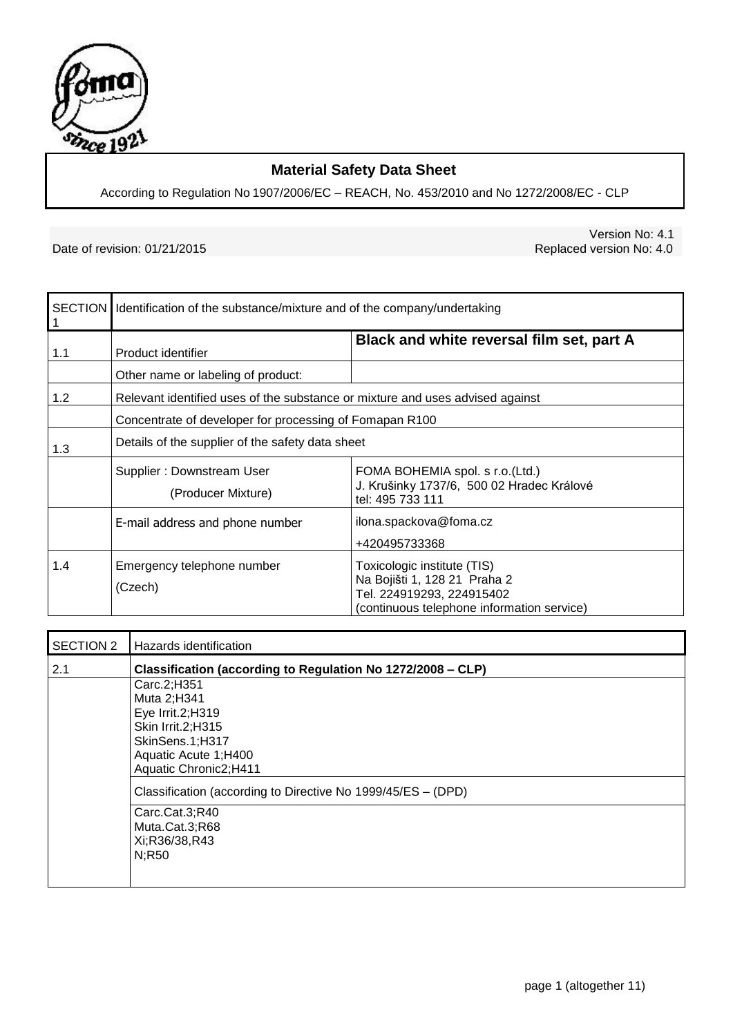# Material Safety Data Sheet

According to Regulation No 1907/2006/EC – REACH, No. 453/2010 and No 1272/2008/EC - CLP

Date of revision: 01/21/2015

Version No: 4.1
Replaced version No: 4.0

| SECTION 1 | Identification of the substance/mixture and of the company/undertaking | |
|---|---|---|
| 1.1 | Product identifier | **Black and white reversal film set, part A** |
| | Other name or labeling of product: | |
| 1.2 | Relevant identified uses of the substance or mixture and uses advised against | |
| | Concentrate of developer for processing of Fomapan R100 | |
| 1.3 | Details of the supplier of the safety data sheet | |
| | Supplier : Downstream User (Producer Mixture) | FOMA BOHEMIA spol. s r.o.(Ltd.) J. Krušinky 1737/6, 500 02 Hradec Králové tel: 495 733 111 |
| | E-mail address and phone number | ilona.spackova@foma.cz +420495733368 |
| 1.4 | Emergency telephone number (Czech) | Toxicologic institute (TIS) Na Bojišti 1, 128 21 Praha 2 Tel. 224919293, 224915402 (continuous telephone information service) |

| SECTION 2 | Hazards identification |
|---|---|
| 2.1 | **Classification (according to Regulation No 1272/2008 – CLP)** |
| | Carc.2;H351<br>Muta 2;H341<br>Eye Irrit.2;H319<br>Skin Irrit.2;H315<br>SkinSens.1;H317<br>Aquatic Acute 1;H400<br>Aquatic Chronic2;H411 |
| | Classification (according to Directive No 1999/45/ES – (DPD) |
| | Carc.Cat.3;R40<br>Muta.Cat.3;R68<br>Xi;R36/38,R43<br>N;R50 |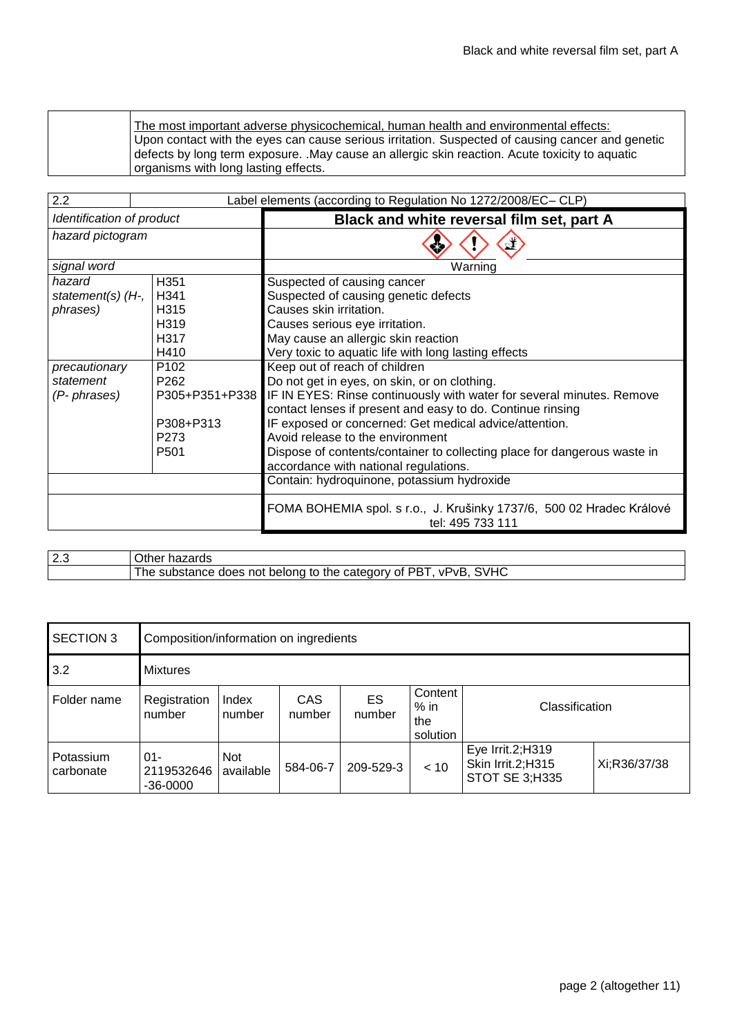| | <u>The most important adverse physicochemical, human health and environmental effects:</u> Upon contact with the eyes can cause serious irritation. Suspected of causing cancer and genetic defects by long term exposure. .May cause an allergic skin reaction. Acute toxicity to aquatic organisms with long lasting effects. |
|---|---|

| 2.2 | Label elements (according to Regulation No 1272/2008/EC– CLP) | |
|---|---|---|
| *Identification of product* | | **Black and white reversal film set, part A** |
| *hazard pictogram* | | |
| *signal word* | | Warning |
| *hazard statement(s) (H-, phrases)* | H351<br>H341<br>H315<br>H319<br>H317<br>H410 | Suspected of causing cancer<br>Suspected of causing genetic defects<br>Causes skin irritation.<br>Causes serious eye irritation.<br>May cause an allergic skin reaction<br>Very toxic to aquatic life with long lasting effects |
| *precautionary statement (P- phrases)* | P102<br>P262<br>P305+P351+P338<br><br>P308+P313<br>P273<br>P501 | Keep out of reach of children<br>Do not get in eyes, on skin, or on clothing.<br>IF IN EYES: Rinse continuously with water for several minutes. Remove contact lenses if present and easy to do. Continue rinsing<br>IF exposed or concerned: Get medical advice/attention.<br>Avoid release to the environment<br>Dispose of contents/container to collecting place for dangerous waste in accordance with national regulations. |
| | | Contain: hydroquinone, potassium hydroxide |
| | | FOMA BOHEMIA spol. s r.o., J. Krušinky 1737/6, 500 02 Hradec Králové tel: 495 733 111 |

| 2.3 | Other hazards |
|---|---|
| | The substance does not belong to the category of PBT, vPvB, SVHC |

| SECTION 3 | Composition/information on ingredients | | | | | | |
|---|---|---|---|---|---|---|---|
| 3.2 | Mixtures | | | | | | |
| Folder name | Registration number | Index number | CAS number | ES number | Content % in the solution | Classification | |
| Potassium carbonate | 01-2119532646-36-0000 | Not available | 584-06-7 | 209-529-3 | < 10 | Eye Irrit.2;H319<br>Skin Irrit.2;H315<br>STOT SE 3;H335 | Xi;R36/37/38 |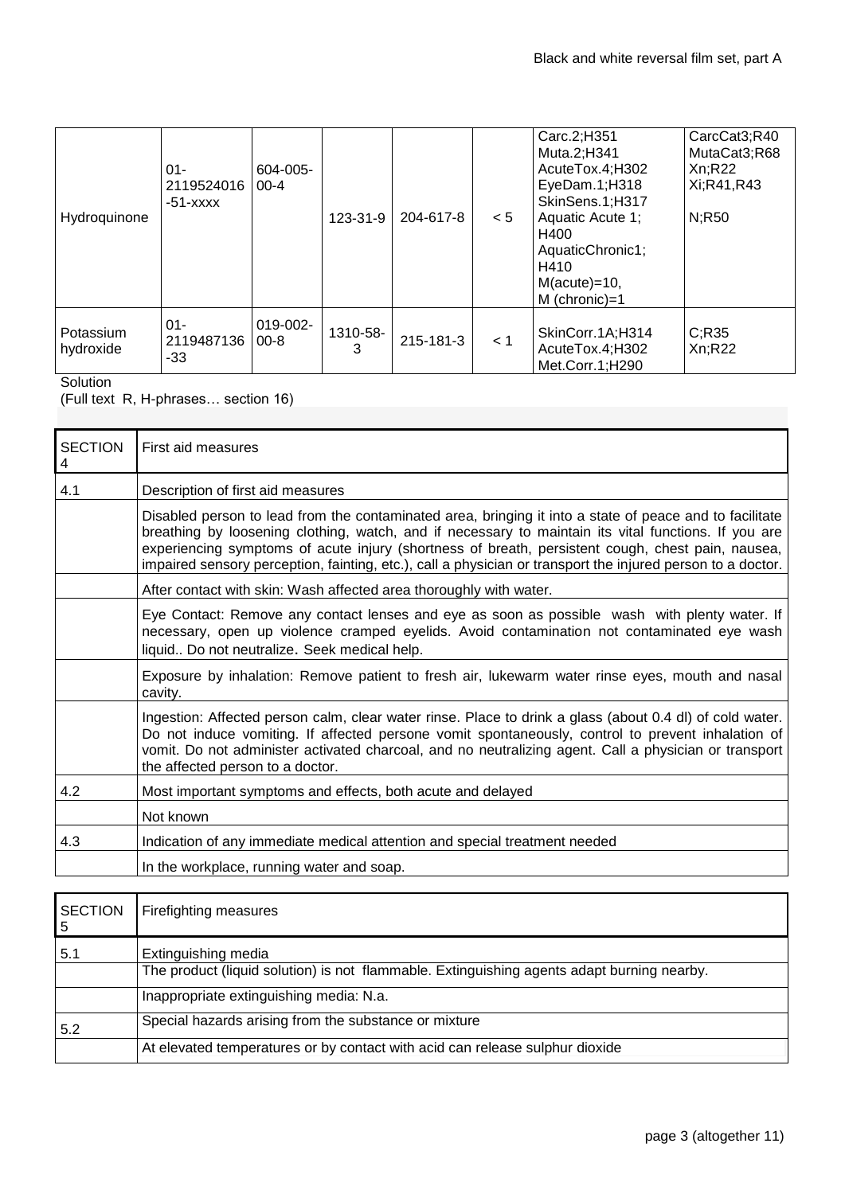| Hydroquinone | 01-2119524016-51-xxxx | 604-005-00-4 | 123-31-9 | 204-617-8 | < 5 | Carc.2;H351<br>Muta.2;H341<br>AcuteTox.4;H302<br>EyeDam.1;H318<br>SkinSens.1;H317<br>Aquatic Acute 1; H400<br>AquaticChronic1; H410<br>M(acute)=10,<br>M (chronic)=1 | CarcCat3;R40<br>MutaCat3;R68<br>Xn;R22<br>Xi;R41,R43<br><br>N;R50 |
|---|---|---|---|---|---|---|---|
| Potassium hydroxide | 01-2119487136-33 | 019-002-00-8 | 1310-58-3 | 215-181-3 | < 1 | SkinCorr.1A;H314<br>AcuteTox.4;H302<br>Met.Corr.1;H290 | C;R35<br>Xn;R22 |

Solution

(Full text R, H-phrases… section 16)

| SECTION 4 | First aid measures |
|---|---|
| 4.1 | Description of first aid measures |
| | Disabled person to lead from the contaminated area, bringing it into a state of peace and to facilitate breathing by loosening clothing, watch, and if necessary to maintain its vital functions. If you are experiencing symptoms of acute injury (shortness of breath, persistent cough, chest pain, nausea, impaired sensory perception, fainting, etc.), call a physician or transport the injured person to a doctor. |
| | After contact with skin: Wash affected area thoroughly with water. |
| | Eye Contact: Remove any contact lenses and eye as soon as possible wash with plenty water. If necessary, open up violence cramped eyelids. Avoid contamination not contaminated eye wash liquid.. Do not neutralize. Seek medical help. |
| | Exposure by inhalation: Remove patient to fresh air, lukewarm water rinse eyes, mouth and nasal cavity. |
| | Ingestion: Affected person calm, clear water rinse. Place to drink a glass (about 0.4 dl) of cold water. Do not induce vomiting. If affected persone vomit spontaneously, control to prevent inhalation of vomit. Do not administer activated charcoal, and no neutralizing agent. Call a physician or transport the affected person to a doctor. |
| 4.2 | Most important symptoms and effects, both acute and delayed |
| | Not known |
| 4.3 | Indication of any immediate medical attention and special treatment needed |
| | In the workplace, running water and soap. |

| SECTION 5 | Firefighting measures |
|---|---|
| 5.1 | Extinguishing media |
| | The product (liquid solution) is not flammable. Extinguishing agents adapt burning nearby. |
| | Inappropriate extinguishing media: N.a. |
| 5.2 | Special hazards arising from the substance or mixture |
| | At elevated temperatures or by contact with acid can release sulphur dioxide |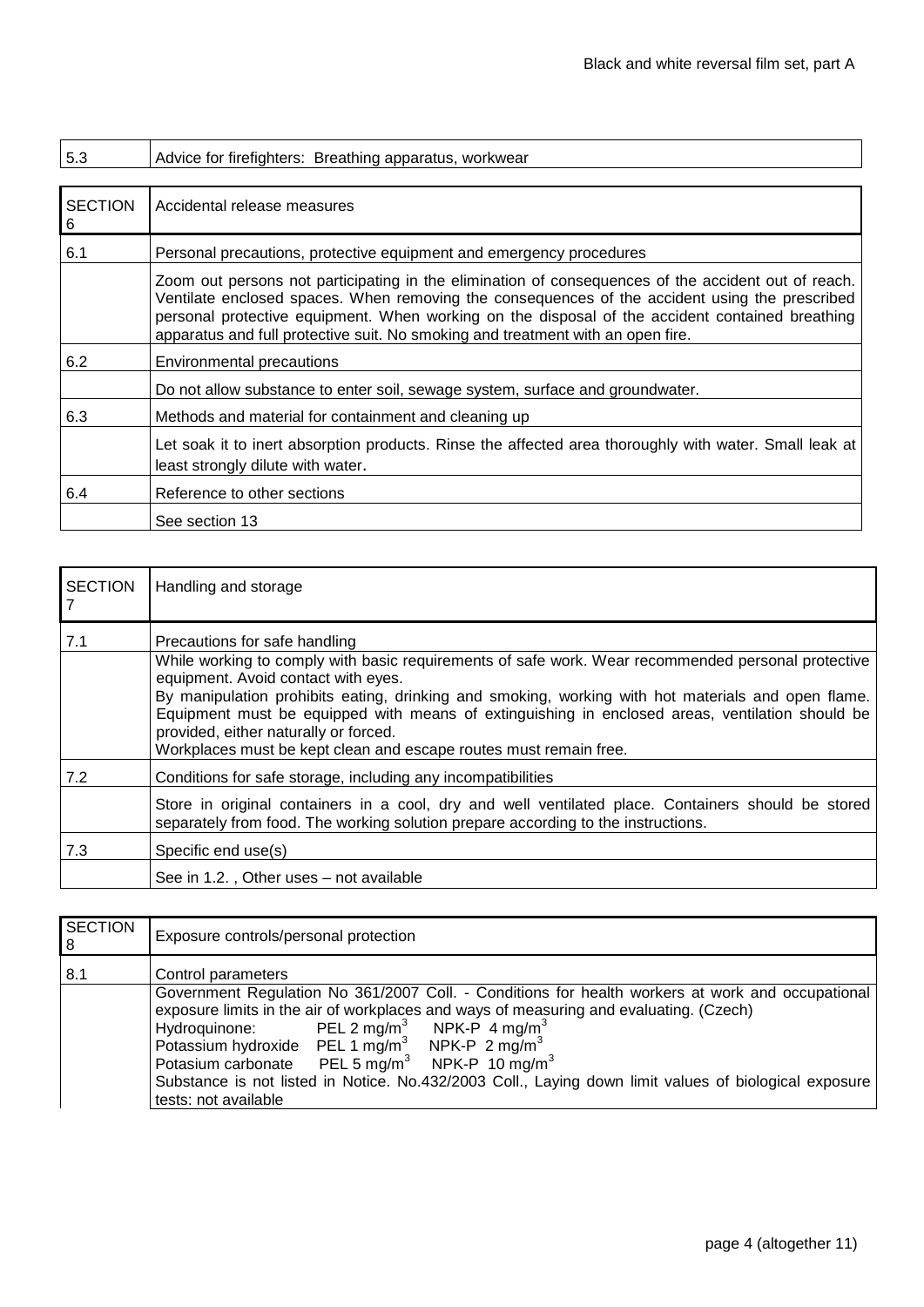| 5.3 | Advice for firefighters: Breathing apparatus, workwear |
|---|---|

| SECTION 6 | Accidental release measures |
|---|---|
| 6.1 | Personal precautions, protective equipment and emergency procedures |
| | Zoom out persons not participating in the elimination of consequences of the accident out of reach. Ventilate enclosed spaces. When removing the consequences of the accident using the prescribed personal protective equipment. When working on the disposal of the accident contained breathing apparatus and full protective suit. No smoking and treatment with an open fire. |
| 6.2 | Environmental precautions |
| | Do not allow substance to enter soil, sewage system, surface and groundwater. |
| 6.3 | Methods and material for containment and cleaning up |
| | Let soak it to inert absorption products. Rinse the affected area thoroughly with water. Small leak at least strongly dilute with water. |
| 6.4 | Reference to other sections |
| | See section 13 |

| SECTION 7 | Handling and storage |
|---|---|
| 7.1 | Precautions for safe handling |
| | While working to comply with basic requirements of safe work. Wear recommended personal protective equipment. Avoid contact with eyes.<br>By manipulation prohibits eating, drinking and smoking, working with hot materials and open flame. Equipment must be equipped with means of extinguishing in enclosed areas, ventilation should be provided, either naturally or forced.<br>Workplaces must be kept clean and escape routes must remain free. |
| 7.2 | Conditions for safe storage, including any incompatibilities |
| | Store in original containers in a cool, dry and well ventilated place. Containers should be stored separately from food. The working solution prepare according to the instructions. |
| 7.3 | Specific end use(s) |
| | See in 1.2. , Other uses – not available |

| SECTION 8 | Exposure controls/personal protection |
|---|---|
| 8.1 | Control parameters |
| | Government Regulation No 361/2007 Coll. - Conditions for health workers at work and occupational exposure limits in the air of workplaces and ways of measuring and evaluating. (Czech)<br>Hydroquinone: PEL 2 mg/m$^3$ NPK-P 4 mg/m$^3$<br>Potassium hydroxide PEL 1 mg/m$^3$ NPK-P 2 mg/m$^3$<br>Potasium carbonate PEL 5 mg/m$^3$ NPK-P 10 mg/m$^3$<br>Substance is not listed in Notice. No.432/2003 Coll., Laying down limit values of biological exposure tests: not available |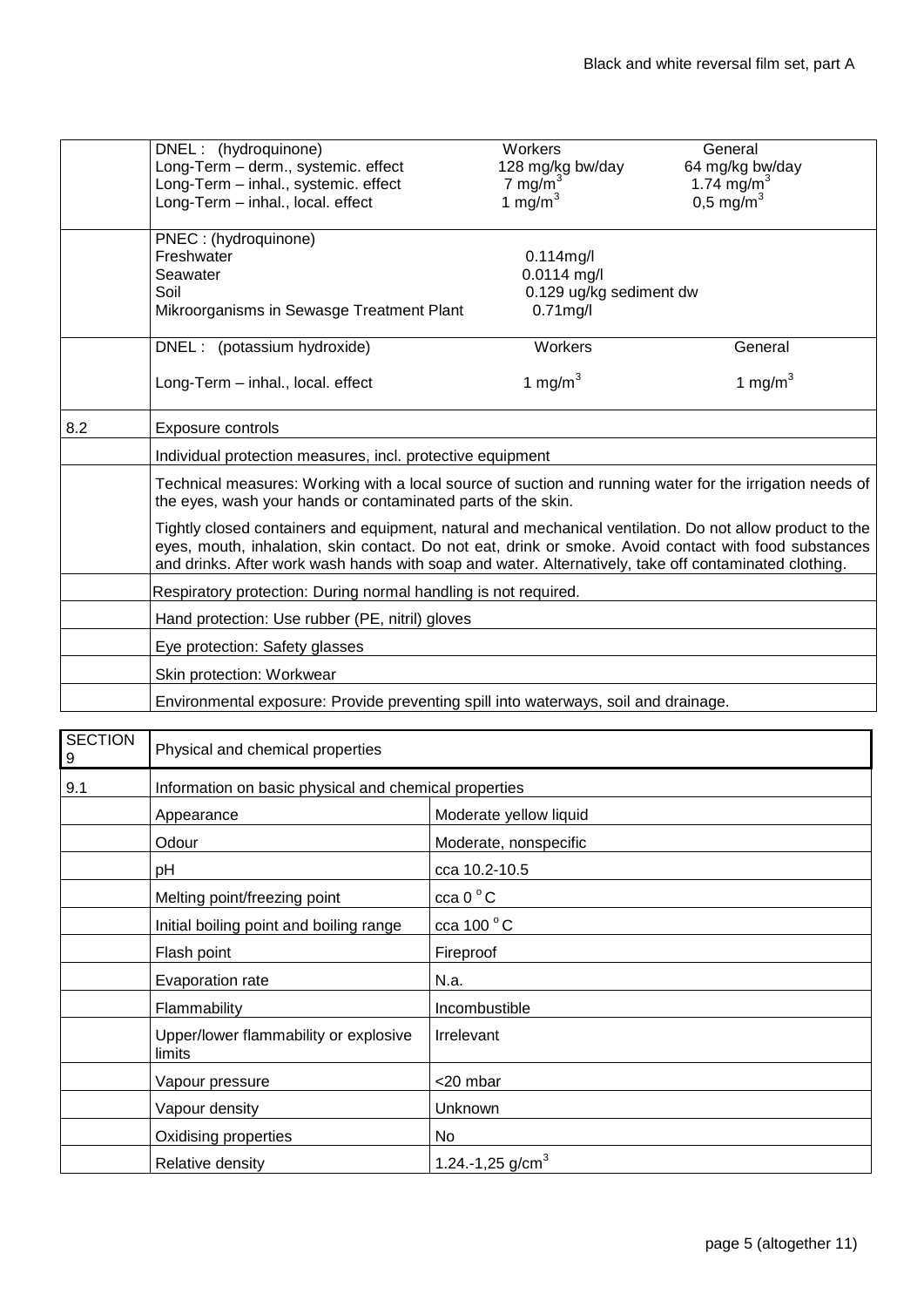| | | | |
|---|---|---|---|
| | DNEL : (hydroquinone) | Workers | General |
| | Long-Term – derm., systemic. effect | 128 mg/kg bw/day | 64 mg/kg bw/day |
| | Long-Term – inhal., systemic. effect | 7 $mg/m^3$ | 1.74 $mg/m^3$ |
| | Long-Term – inhal., local. effect | 1 $mg/m^3$ | 0,5 $mg/m^3$ |
| | PNEC : (hydroquinone) | | |
| | Freshwater | 0.114mg/l | |
| | Seawater | 0.0114 mg/l | |
| | Soil | 0.129 ug/kg sediment dw | |
| | Mikroorganisms in Sewasge Treatment Plant | 0.71mg/l | |
| | DNEL : (potassium hydroxide) | Workers | General |
| | Long-Term – inhal., local. effect | 1 $mg/m^3$ | 1 $mg/m^3$ |

| | |
|---|---|
| 8.2 | Exposure controls |
| | Individual protection measures, incl. protective equipment |
| | Technical measures: Working with a local source of suction and running water for the irrigation needs of the eyes, wash your hands or contaminated parts of the skin.<br><br>Tightly closed containers and equipment, natural and mechanical ventilation. Do not allow product to the eyes, mouth, inhalation, skin contact. Do not eat, drink or smoke. Avoid contact with food substances and drinks. After work wash hands with soap and water. Alternatively, take off contaminated clothing. |
| | Respiratory protection: During normal handling is not required. |
| | Hand protection: Use rubber (PE, nitril) gloves |
| | Eye protection: Safety glasses |
| | Skin protection: Workwear |
| | Environmental exposure: Provide preventing spill into waterways, soil and drainage. |

| SECTION 9 | Physical and chemical properties | |
|---|---|---|
| 9.1 | Information on basic physical and chemical properties | |
| | Appearance | Moderate yellow liquid |
| | Odour | Moderate, nonspecific |
| | pH | cca 10.2-10.5 |
| | Melting point/freezing point | cca 0 °C |
| | Initial boiling point and boiling range | cca 100 °C |
| | Flash point | Fireproof |
| | Evaporation rate | N.a. |
| | Flammability | Incombustible |
| | Upper/lower flammability or explosive limits | Irrelevant |
| | Vapour pressure | <20 mbar |
| | Vapour density | Unknown |
| | Oxidising properties | No |
| | Relative density | 1.24.-1,25 $g/cm^3$ |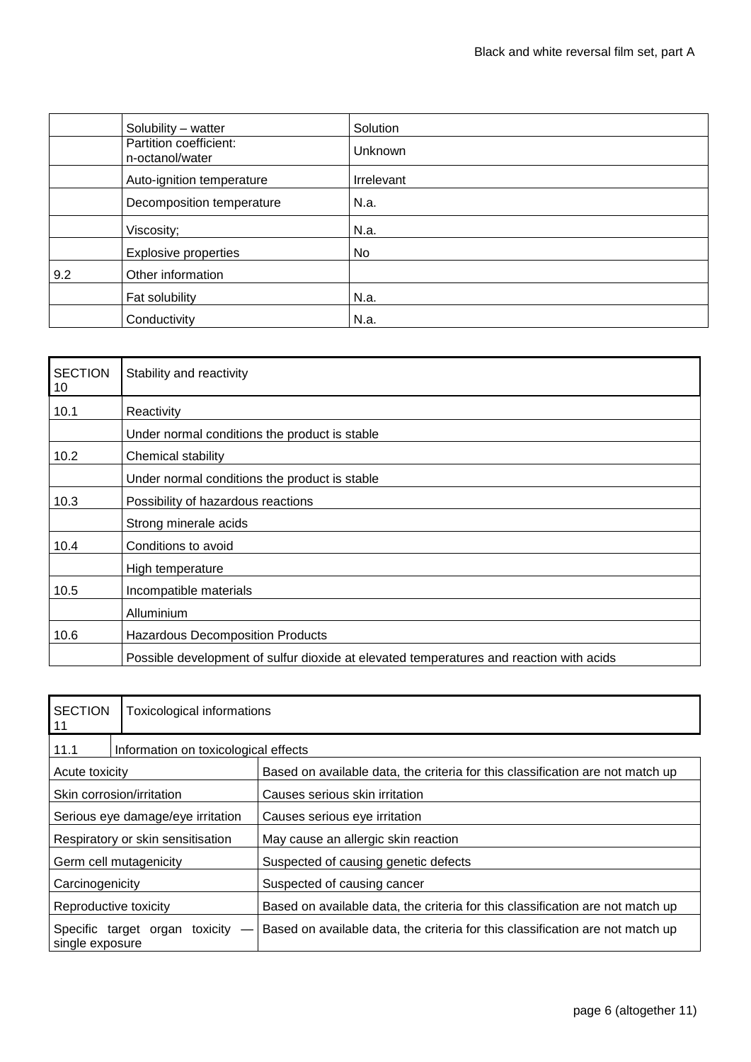| | | |
|---|---|---|
| | Solubility – watter | Solution |
| | Partition coefficient: n-octanol/water | Unknown |
| | Auto-ignition temperature | Irrelevant |
| | Decomposition temperature | N.a. |
| | Viscosity; | N.a. |
| | Explosive properties | No |
| 9.2 | Other information | |
| | Fat solubility | N.a. |
| | Conductivity | N.a. |

| SECTION 10 | Stability and reactivity |
|---|---|
| 10.1 | Reactivity |
| | Under normal conditions the product is stable |
| 10.2 | Chemical stability |
| | Under normal conditions the product is stable |
| 10.3 | Possibility of hazardous reactions |
| | Strong minerale acids |
| 10.4 | Conditions to avoid |
| | High temperature |
| 10.5 | Incompatible materials |
| | Alluminium |
| 10.6 | Hazardous Decomposition Products |
| | Possible development of sulfur dioxide at elevated temperatures and reaction with acids |

| SECTION 11 | Toxicological informations |
|---|---|
| 11.1 | Information on toxicological effects |
| Acute toxicity | Based on available data, the criteria for this classification are not match up |
| Skin corrosion/irritation | Causes serious skin irritation |
| Serious eye damage/eye irritation | Causes serious eye irritation |
| Respiratory or skin sensitisation | May cause an allergic skin reaction |
| Germ cell mutagenicity | Suspected of causing genetic defects |
| Carcinogenicity | Suspected of causing cancer |
| Reproductive toxicity | Based on available data, the criteria for this classification are not match up |
| Specific target organ toxicity — single exposure | Based on available data, the criteria for this classification are not match up |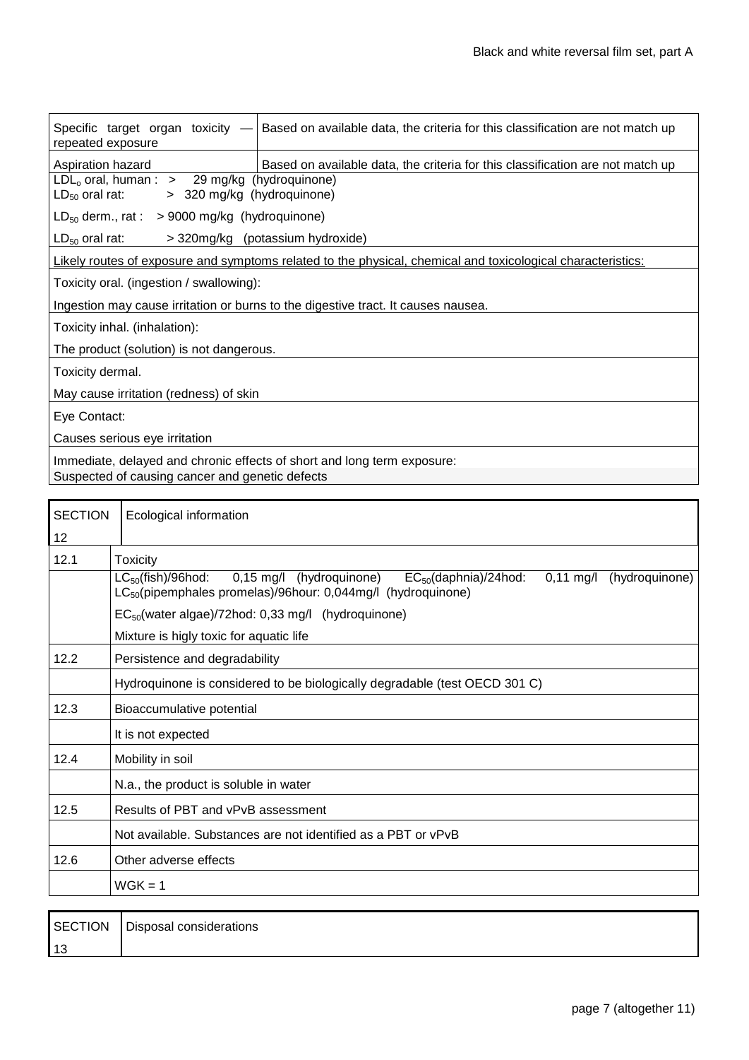| Specific target organ toxicity — repeated exposure | Based on available data, the criteria for this classification are not match up |
|---|---|
| Aspiration hazard | Based on available data, the criteria for this classification are not match up |

$LDL_o$ oral, human : > 29 mg/kg (hydroquinone)
$LD_{50}$ oral rat: > 320 mg/kg (hydroquinone)

$LD_{50}$ derm., rat : > 9000 mg/kg (hydroquinone)

$LD_{50}$ oral rat: > 320mg/kg (potassium hydroxide)

Likely routes of exposure and symptoms related to the physical, chemical and toxicological characteristics:

Toxicity oral. (ingestion / swallowing):

Ingestion may cause irritation or burns to the digestive tract. It causes nausea.

Toxicity inhal. (inhalation):

The product (solution) is not dangerous.

Toxicity dermal.

May cause irritation (redness) of skin

Eye Contact:

Causes serious eye irritation

Immediate, delayed and chronic effects of short and long term exposure:
Suspected of causing cancer and genetic defects

| SECTION 12 | Ecological information |
|---|---|
| 12.1 | Toxicity |
| | $LC_{50}$(fish)/96hod: 0,15 mg/l (hydroquinone) $EC_{50}$(daphnia)/24hod: 0,11 mg/l (hydroquinone) $LC_{50}$(pipemphales promelas)/96hour: 0,044mg/l (hydroquinone) |
| | $EC_{50}$(water algae)/72hod: 0,33 mg/l (hydroquinone) |
| | Mixture is higly toxic for aquatic life |
| 12.2 | Persistence and degradability |
| | Hydroquinone is considered to be biologically degradable (test OECD 301 C) |
| 12.3 | Bioaccumulative potential |
| | It is not expected |
| 12.4 | Mobility in soil |
| | N.a., the product is soluble in water |
| 12.5 | Results of PBT and vPvB assessment |
| | Not available. Substances are not identified as a PBT or vPvB |
| 12.6 | Other adverse effects |
| | WGK = 1 |

| SECTION 13 | Disposal considerations |
|---|---|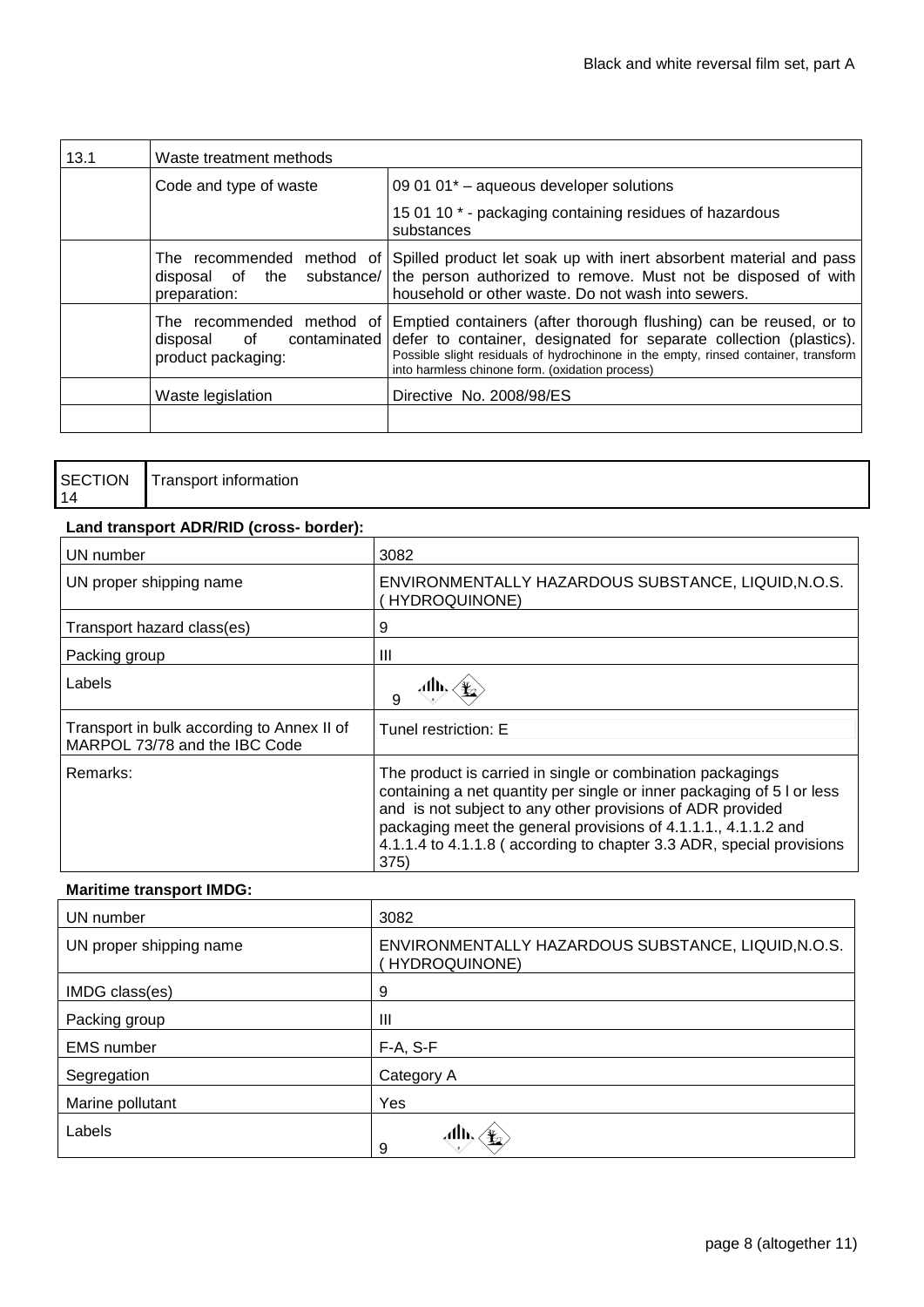| 13.1 | Waste treatment methods | |
|---|---|---|
| | Code and type of waste | 09 01 01* – aqueous developer solutions<br>15 01 10 * - packaging containing residues of hazardous substances |
| | The recommended method of disposal of the substance/ preparation: | Spilled product let soak up with inert absorbent material and pass the person authorized to remove. Must not be disposed of with household or other waste. Do not wash into sewers. |
| | The recommended method of disposal of contaminated product packaging: | Emptied containers (after thorough flushing) can be reused, or to defer to container, designated for separate collection (plastics). Possible slight residuals of hydrochinone in the empty, rinsed container, transform into harmless chinone form. (oxidation process) |
| | Waste legislation | Directive No. 2008/98/ES |
| | | |

## SECTION 14 Transport information

**Land transport ADR/RID (cross- border):**

| | |
|---|---|
| UN number | 3082 |
| UN proper shipping name | ENVIRONMENTALLY HAZARDOUS SUBSTANCE, LIQUID,N.O.S. ( HYDROQUINONE) |
| Transport hazard class(es) | 9 |
| Packing group | III |
| Labels | 9 |
| Transport in bulk according to Annex II of MARPOL 73/78 and the IBC Code | Tunel restriction: E |
| Remarks: | The product is carried in single or combination packagings containing a net quantity per single or inner packaging of 5 l or less and is not subject to any other provisions of ADR provided packaging meet the general provisions of 4.1.1.1., 4.1.1.2 and 4.1.1.4 to 4.1.1.8 ( according to chapter 3.3 ADR, special provisions 375) |

**Maritime transport IMDG:**

| | |
|---|---|
| UN number | 3082 |
| UN proper shipping name | ENVIRONMENTALLY HAZARDOUS SUBSTANCE, LIQUID,N.O.S. ( HYDROQUINONE) |
| IMDG class(es) | 9 |
| Packing group | III |
| EMS number | F-A, S-F |
| Segregation | Category A |
| Marine pollutant | Yes |
| Labels | 9 |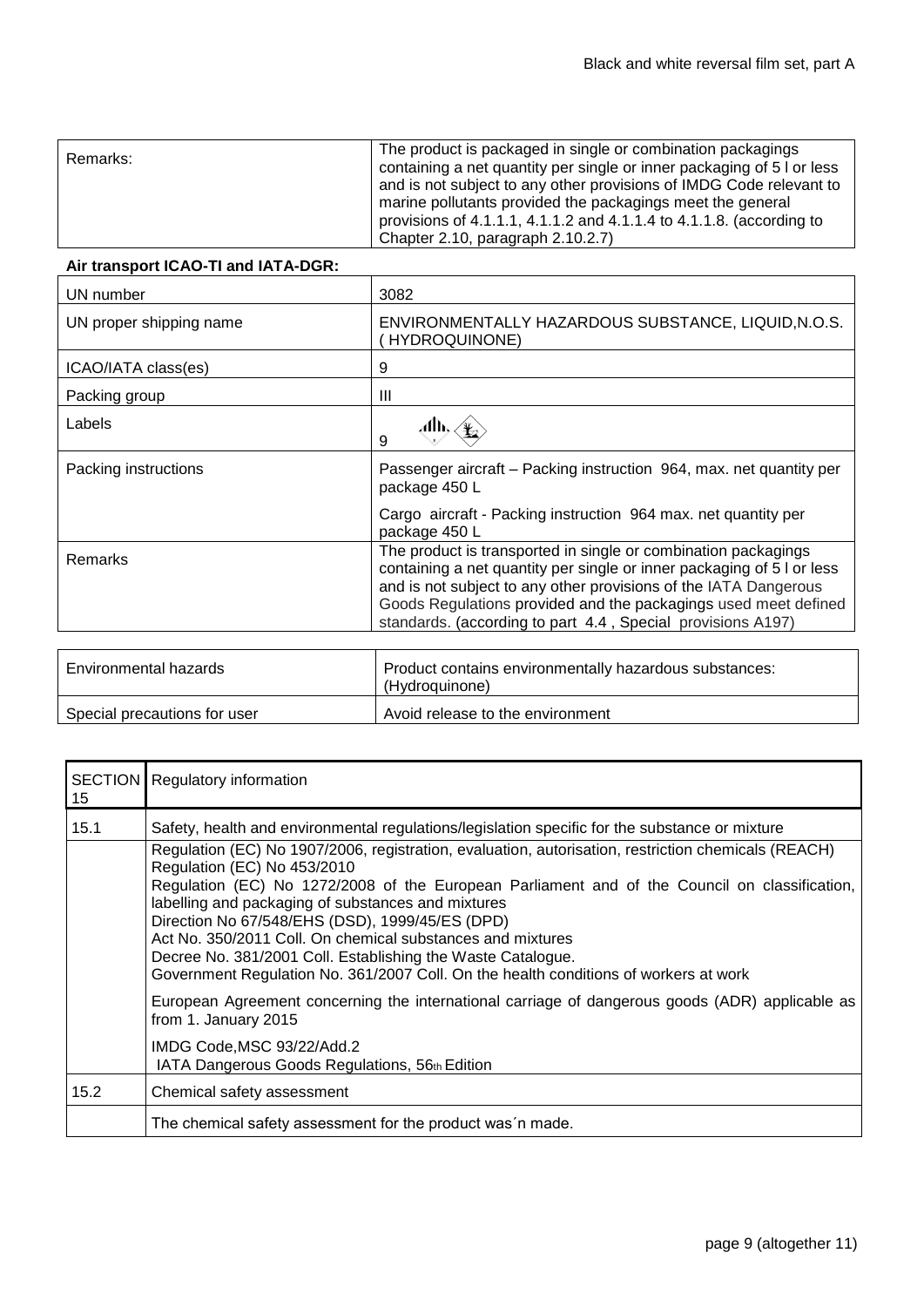| Remarks: | The product is packaged in single or combination packagings containing a net quantity per single or inner packaging of 5 l or less and is not subject to any other provisions of IMDG Code relevant to marine pollutants provided the packagings meet the general provisions of 4.1.1.1, 4.1.1.2 and 4.1.1.4 to 4.1.1.8. (according to Chapter 2.10, paragraph 2.10.2.7) |
|---|---|

**Air transport ICAO-TI and IATA-DGR:**

| UN number | 3082 |
|---|---|
| UN proper shipping name | ENVIRONMENTALLY HAZARDOUS SUBSTANCE, LIQUID,N.O.S. ( HYDROQUINONE) |
| ICAO/IATA class(es) | 9 |
| Packing group | III |
| Labels | 9 |
| Packing instructions | Passenger aircraft – Packing instruction 964, max. net quantity per package 450 L<br><br>Cargo aircraft - Packing instruction 964 max. net quantity per package 450 L |
| Remarks | The product is transported in single or combination packagings containing a net quantity per single or inner packaging of 5 l or less and is not subject to any other provisions of the IATA Dangerous Goods Regulations provided and the packagings used meet defined standards. (according to part 4.4 , Special provisions A197) |

| Environmental hazards | Product contains environmentally hazardous substances: (Hydroquinone) |
|---|---|
| Special precautions for user | Avoid release to the environment |

| SECTION 15 | Regulatory information |
|---|---|
| 15.1 | Safety, health and environmental regulations/legislation specific for the substance or mixture |
| | Regulation (EC) No 1907/2006, registration, evaluation, autorisation, restriction chemicals (REACH)<br>Regulation (EC) No 453/2010<br>Regulation (EC) No 1272/2008 of the European Parliament and of the Council on classification, labelling and packaging of substances and mixtures<br>Direction No 67/548/EHS (DSD), 1999/45/ES (DPD)<br>Act No. 350/2011 Coll. On chemical substances and mixtures<br>Decree No. 381/2001 Coll. Establishing the Waste Catalogue.<br>Government Regulation No. 361/2007 Coll. On the health conditions of workers at work<br><br>European Agreement concerning the international carriage of dangerous goods (ADR) applicable as from 1. January 2015<br><br>IMDG Code,MSC 93/22/Add.2<br>IATA Dangerous Goods Regulations, 56th Edition |
| 15.2 | Chemical safety assessment |
| | The chemical safety assessment for the product was´n made. |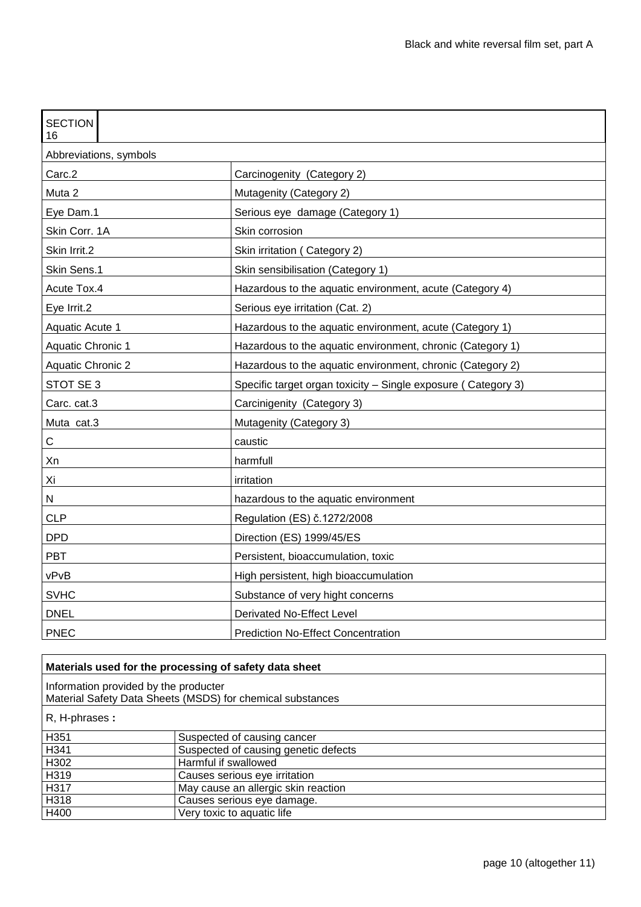## SECTION 16

| Abbreviations, symbols | |
|---|---|
| Carc.2 | Carcinogenity (Category 2) |
| Muta 2 | Mutagenity (Category 2) |
| Eye Dam.1 | Serious eye damage (Category 1) |
| Skin Corr. 1A | Skin corrosion |
| Skin Irrit.2 | Skin irritation ( Category 2) |
| Skin Sens.1 | Skin sensibilisation (Category 1) |
| Acute Tox.4 | Hazardous to the aquatic environment, acute (Category 4) |
| Eye Irrit.2 | Serious eye irritation (Cat. 2) |
| Aquatic Acute 1 | Hazardous to the aquatic environment, acute (Category 1) |
| Aquatic Chronic 1 | Hazardous to the aquatic environment, chronic (Category 1) |
| Aquatic Chronic 2 | Hazardous to the aquatic environment, chronic (Category 2) |
| STOT SE 3 | Specific target organ toxicity – Single exposure ( Category 3) |
| Carc. cat.3 | Carcinigenity (Category 3) |
| Muta cat.3 | Mutagenity (Category 3) |
| C | caustic |
| Xn | harmfull |
| Xi | irritation |
| N | hazardous to the aquatic environment |
| CLP | Regulation (ES) č.1272/2008 |
| DPD | Direction (ES) 1999/45/ES |
| PBT | Persistent, bioaccumulation, toxic |
| vPvB | High persistent, high bioaccumulation |
| SVHC | Substance of very hight concerns |
| DNEL | Derivated No-Effect Level |
| PNEC | Prediction No-Effect Concentration |

**Materials used for the processing of safety data sheet**

Information provided by the producter
Material Safety Data Sheets (MSDS) for chemical substances

R, H-phrases **:**

| H-phrase | |
|---|---|
| H351 | Suspected of causing cancer |
| H341 | Suspected of causing genetic defects |
| H302 | Harmful if swallowed |
| H319 | Causes serious eye irritation |
| H317 | May cause an allergic skin reaction |
| H318 | Causes serious eye damage. |
| H400 | Very toxic to aquatic life |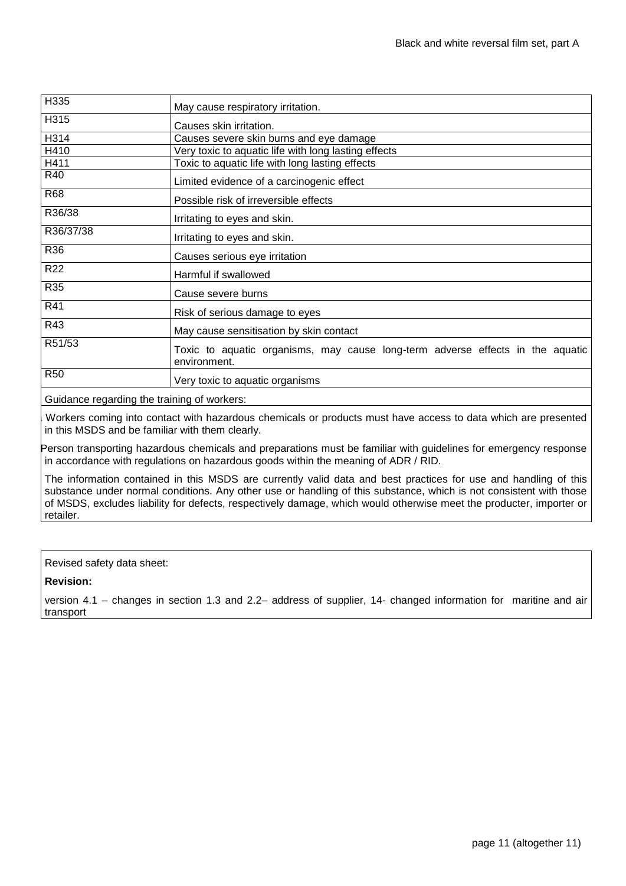| | |
|---|---|
| H335 | May cause respiratory irritation. |
| H315 | Causes skin irritation. |
| H314 | Causes severe skin burns and eye damage |
| H410 | Very toxic to aquatic life with long lasting effects |
| H411 | Toxic to aquatic life with long lasting effects |
| R40 | Limited evidence of a carcinogenic effect |
| R68 | Possible risk of irreversible effects |
| R36/38 | Irritating to eyes and skin. |
| R36/37/38 | Irritating to eyes and skin. |
| R36 | Causes serious eye irritation |
| R22 | Harmful if swallowed |
| R35 | Cause severe burns |
| R41 | Risk of serious damage to eyes |
| R43 | May cause sensitisation by skin contact |
| R51/53 | Toxic to aquatic organisms, may cause long-term adverse effects in the aquatic environment. |
| R50 | Very toxic to aquatic organisms |

Guidance regarding the training of workers:

. Workers coming into contact with hazardous chemicals or products must have access to data which are presented in this MSDS and be familiar with them clearly.

Person transporting hazardous chemicals and preparations must be familiar with guidelines for emergency response in accordance with regulations on hazardous goods within the meaning of ADR / RID.

The information contained in this MSDS are currently valid data and best practices for use and handling of this substance under normal conditions. Any other use or handling of this substance, which is not consistent with those of MSDS, excludes liability for defects, respectively damage, which would otherwise meet the producter, importer or retailer.

Revised safety data sheet:

**Revision:**

version 4.1 – changes in section 1.3 and 2.2– address of supplier, 14- changed information for maritine and air transport